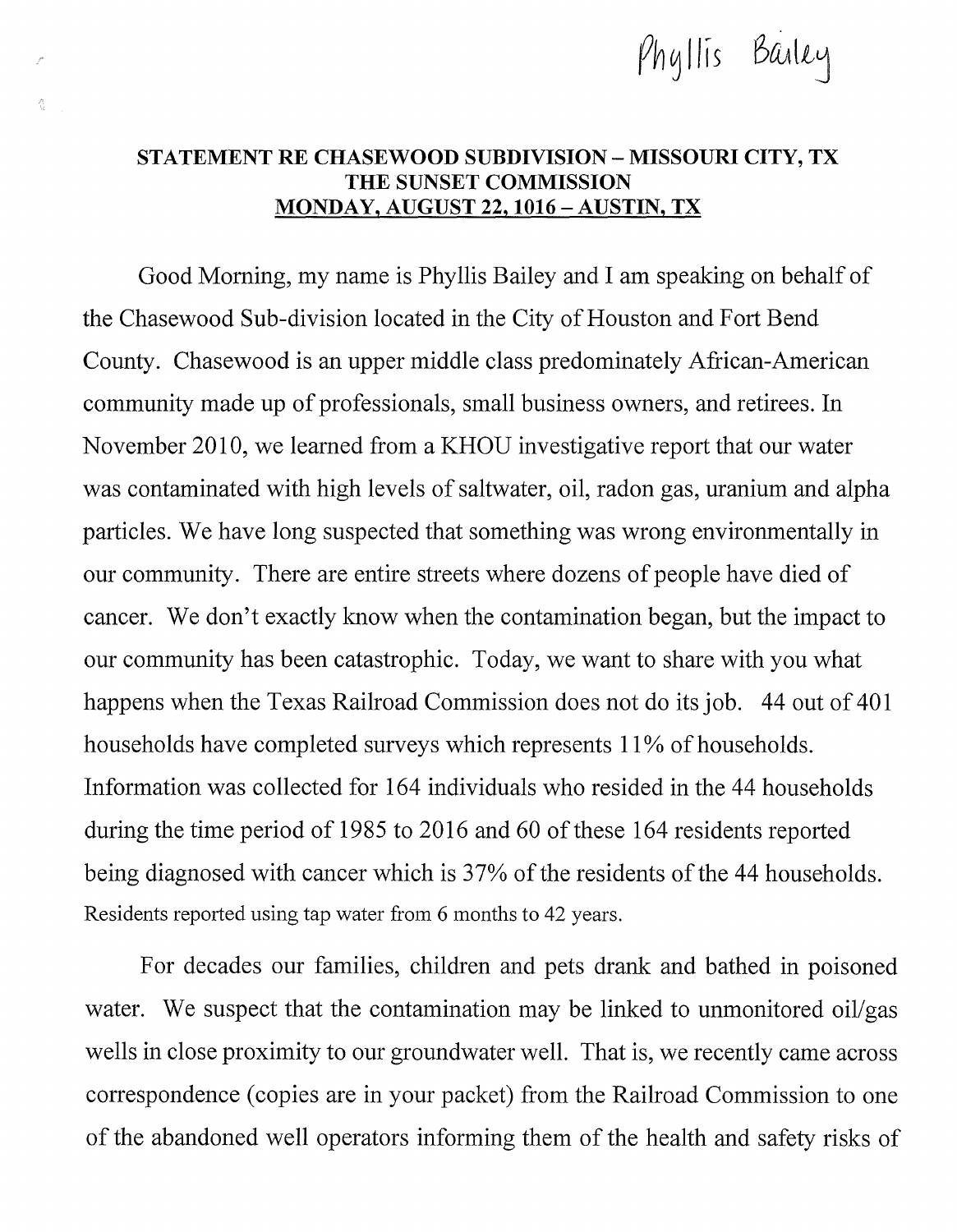Phyllis Bailey

**STATEMENT RE CHASEWOOD SUBDIVISION – MISSOURI CITY, TX**
**THE SUNSET COMMISSION**
**MONDAY, AUGUST 22, 1016 – AUSTIN, TX**

Good Morning, my name is Phyllis Bailey and I am speaking on behalf of the Chasewood Sub-division located in the City of Houston and Fort Bend County. Chasewood is an upper middle class predominately African-American community made up of professionals, small business owners, and retirees. In November 2010, we learned from a KHOU investigative report that our water was contaminated with high levels of saltwater, oil, radon gas, uranium and alpha particles. We have long suspected that something was wrong environmentally in our community. There are entire streets where dozens of people have died of cancer. We don't exactly know when the contamination began, but the impact to our community has been catastrophic. Today, we want to share with you what happens when the Texas Railroad Commission does not do its job. 44 out of 401 households have completed surveys which represents 11% of households. Information was collected for 164 individuals who resided in the 44 households during the time period of 1985 to 2016 and 60 of these 164 residents reported being diagnosed with cancer which is 37% of the residents of the 44 households. Residents reported using tap water from 6 months to 42 years.

For decades our families, children and pets drank and bathed in poisoned water. We suspect that the contamination may be linked to unmonitored oil/gas wells in close proximity to our groundwater well. That is, we recently came across correspondence (copies are in your packet) from the Railroad Commission to one of the abandoned well operators informing them of the health and safety risks of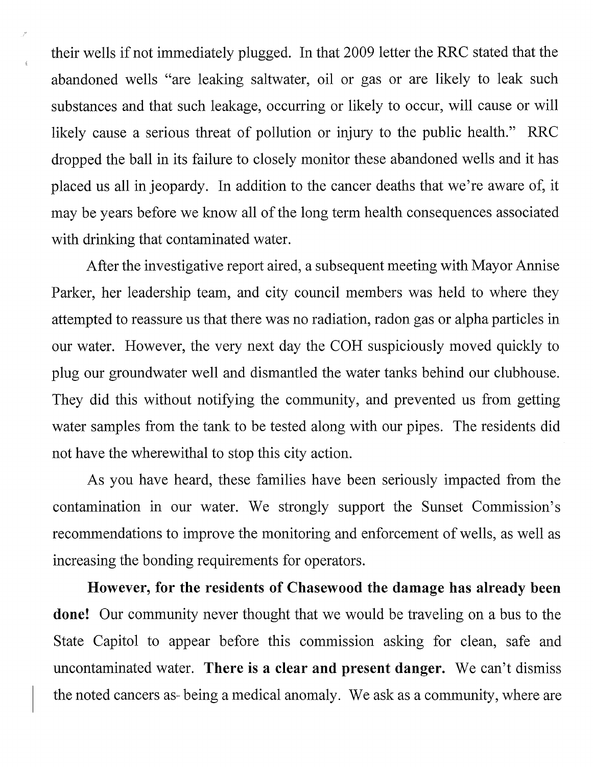their wells if not immediately plugged. In that 2009 letter the RRC stated that the abandoned wells "are leaking saltwater, oil or gas or are likely to leak such substances and that such leakage, occurring or likely to occur, will cause or will likely cause a serious threat of pollution or injury to the public health." RRC dropped the ball in its failure to closely monitor these abandoned wells and it has placed us all in jeopardy. In addition to the cancer deaths that we're aware of, it may be years before we know all of the long term health consequences associated with drinking that contaminated water.

After the investigative report aired, a subsequent meeting with Mayor Annise Parker, her leadership team, and city council members was held to where they attempted to reassure us that there was no radiation, radon gas or alpha particles in our water. However, the very next day the COH suspiciously moved quickly to plug our groundwater well and dismantled the water tanks behind our clubhouse. They did this without notifying the community, and prevented us from getting water samples from the tank to be tested along with our pipes. The residents did not have the wherewithal to stop this city action.

As you have heard, these families have been seriously impacted from the contamination in our water. We strongly support the Sunset Commission's recommendations to improve the monitoring and enforcement of wells, as well as increasing the bonding requirements for operators.

**However, for the residents of Chasewood the damage has already been done!** Our community never thought that we would be traveling on a bus to the State Capitol to appear before this commission asking for clean, safe and uncontaminated water. **There is a clear and present danger.** We can't dismiss the noted cancers as- being a medical anomaly. We ask as a community, where are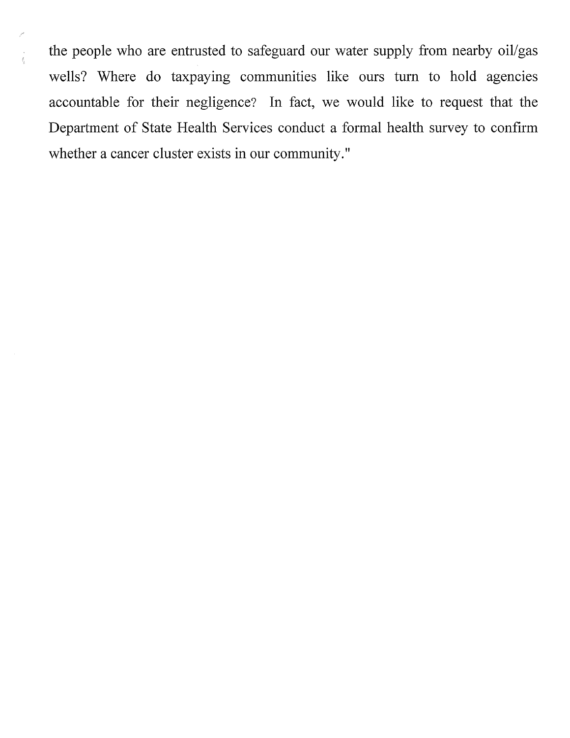the people who are entrusted to safeguard our water supply from nearby oil/gas wells? Where do taxpaying communities like ours turn to hold agencies accountable for their negligence? In fact, we would like to request that the Department of State Health Services conduct a formal health survey to confirm whether a cancer cluster exists in our community."